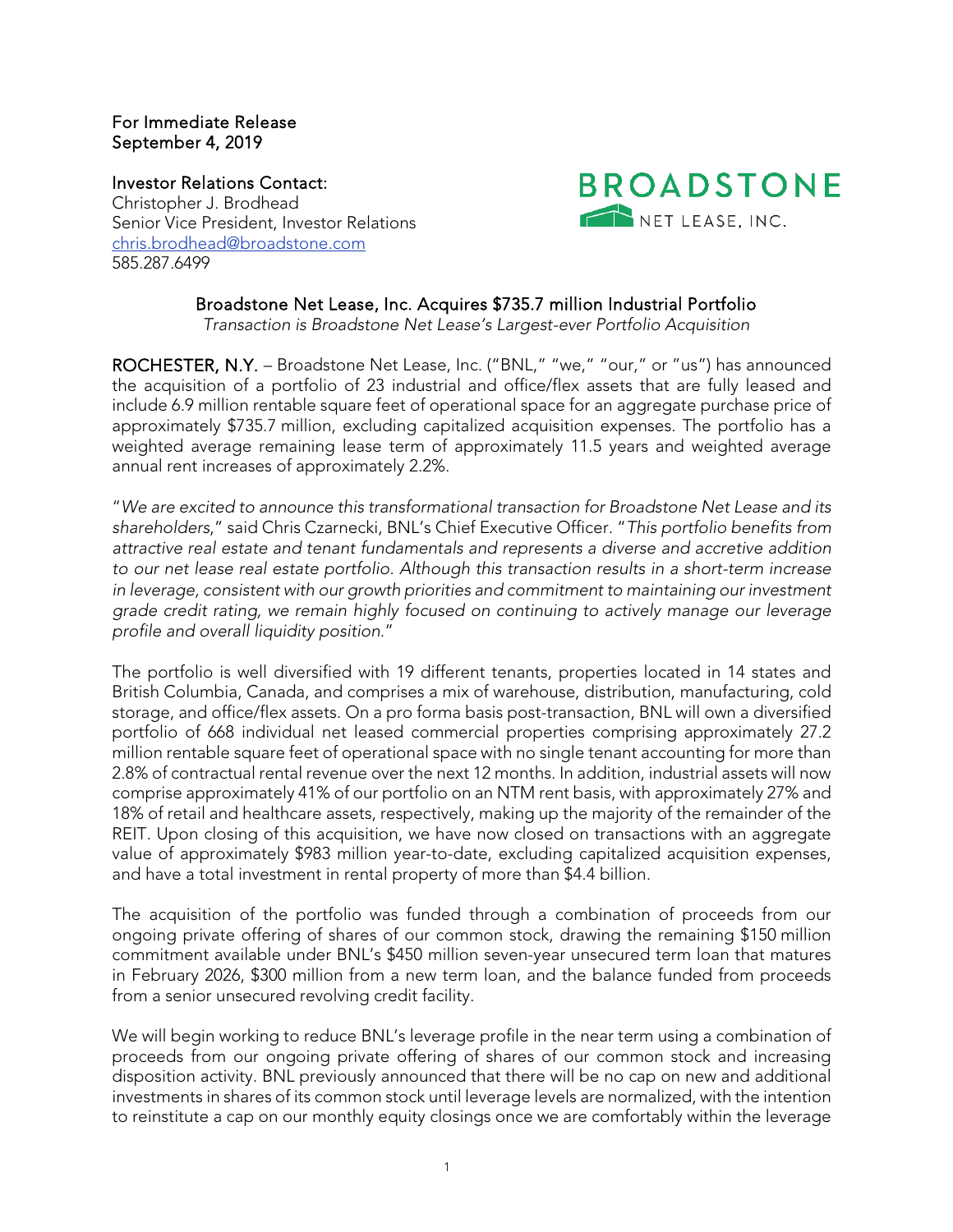For Immediate Release
September 4, 2019

Investor Relations Contact:
Christopher J. Brodhead
Senior Vice President, Investor Relations
chris.brodhead@broadstone.com
585.287.6499

BROADSTONE NET LEASE, INC.

## Broadstone Net Lease, Inc. Acquires $735.7 million Industrial Portfolio

*Transaction is Broadstone Net Lease's Largest-ever Portfolio Acquisition*

**ROCHESTER, N.Y.** – Broadstone Net Lease, Inc. ("BNL," "we," "our," or "us") has announced the acquisition of a portfolio of 23 industrial and office/flex assets that are fully leased and include 6.9 million rentable square feet of operational space for an aggregate purchase price of approximately $735.7 million, excluding capitalized acquisition expenses. The portfolio has a weighted average remaining lease term of approximately 11.5 years and weighted average annual rent increases of approximately 2.2%.

"*We are excited to announce this transformational transaction for Broadstone Net Lease and its shareholders*," said Chris Czarnecki, BNL's Chief Executive Officer. "*This portfolio benefits from attractive real estate and tenant fundamentals and represents a diverse and accretive addition to our net lease real estate portfolio. Although this transaction results in a short-term increase in leverage, consistent with our growth priorities and commitment to maintaining our investment grade credit rating, we remain highly focused on continuing to actively manage our leverage profile and overall liquidity position.*"

The portfolio is well diversified with 19 different tenants, properties located in 14 states and British Columbia, Canada, and comprises a mix of warehouse, distribution, manufacturing, cold storage, and office/flex assets. On a pro forma basis post-transaction, BNL will own a diversified portfolio of 668 individual net leased commercial properties comprising approximately 27.2 million rentable square feet of operational space with no single tenant accounting for more than 2.8% of contractual rental revenue over the next 12 months. In addition, industrial assets will now comprise approximately 41% of our portfolio on an NTM rent basis, with approximately 27% and 18% of retail and healthcare assets, respectively, making up the majority of the remainder of the REIT. Upon closing of this acquisition, we have now closed on transactions with an aggregate value of approximately $983 million year-to-date, excluding capitalized acquisition expenses, and have a total investment in rental property of more than $4.4 billion.

The acquisition of the portfolio was funded through a combination of proceeds from our ongoing private offering of shares of our common stock, drawing the remaining $150 million commitment available under BNL's $450 million seven-year unsecured term loan that matures in February 2026, $300 million from a new term loan, and the balance funded from proceeds from a senior unsecured revolving credit facility.

We will begin working to reduce BNL's leverage profile in the near term using a combination of proceeds from our ongoing private offering of shares of our common stock and increasing disposition activity. BNL previously announced that there will be no cap on new and additional investments in shares of its common stock until leverage levels are normalized, with the intention to reinstitute a cap on our monthly equity closings once we are comfortably within the leverage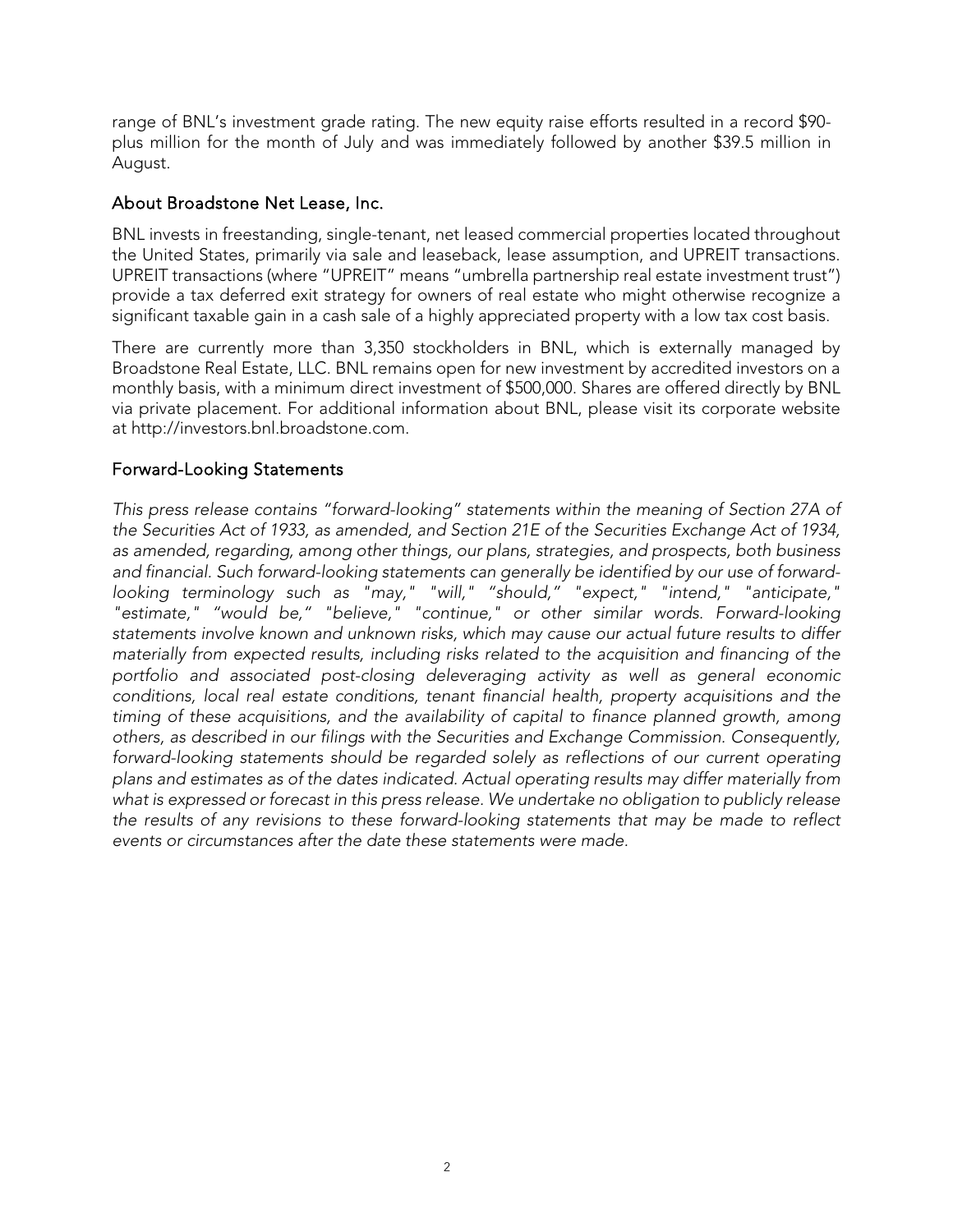range of BNL's investment grade rating. The new equity raise efforts resulted in a record $90-plus million for the month of July and was immediately followed by another $39.5 million in August.

## About Broadstone Net Lease, Inc.

BNL invests in freestanding, single-tenant, net leased commercial properties located throughout the United States, primarily via sale and leaseback, lease assumption, and UPREIT transactions. UPREIT transactions (where "UPREIT" means "umbrella partnership real estate investment trust") provide a tax deferred exit strategy for owners of real estate who might otherwise recognize a significant taxable gain in a cash sale of a highly appreciated property with a low tax cost basis.

There are currently more than 3,350 stockholders in BNL, which is externally managed by Broadstone Real Estate, LLC. BNL remains open for new investment by accredited investors on a monthly basis, with a minimum direct investment of $500,000. Shares are offered directly by BNL via private placement. For additional information about BNL, please visit its corporate website at http://investors.bnl.broadstone.com.

## Forward-Looking Statements

*This press release contains "forward-looking" statements within the meaning of Section 27A of the Securities Act of 1933, as amended, and Section 21E of the Securities Exchange Act of 1934, as amended, regarding, among other things, our plans, strategies, and prospects, both business and financial. Such forward-looking statements can generally be identified by our use of forward-looking terminology such as "may," "will," "should," "expect," "intend," "anticipate," "estimate," "would be," "believe," "continue," or other similar words. Forward-looking statements involve known and unknown risks, which may cause our actual future results to differ materially from expected results, including risks related to the acquisition and financing of the portfolio and associated post-closing deleveraging activity as well as general economic conditions, local real estate conditions, tenant financial health, property acquisitions and the timing of these acquisitions, and the availability of capital to finance planned growth, among others, as described in our filings with the Securities and Exchange Commission. Consequently, forward-looking statements should be regarded solely as reflections of our current operating plans and estimates as of the dates indicated. Actual operating results may differ materially from what is expressed or forecast in this press release. We undertake no obligation to publicly release the results of any revisions to these forward-looking statements that may be made to reflect events or circumstances after the date these statements were made.*